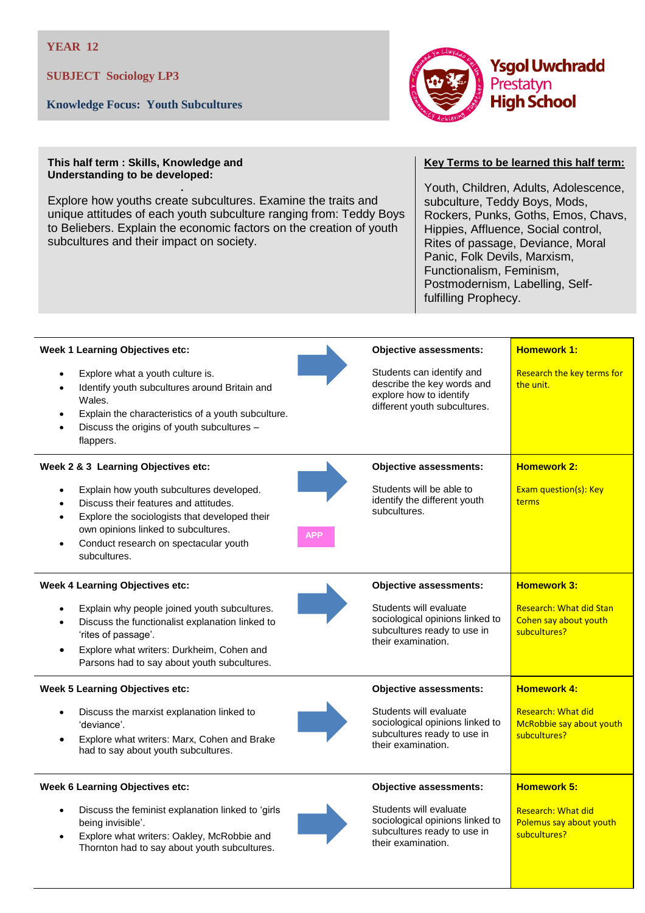**YEAR 12**

**SUBJECT Sociology LP3**

**Knowledge Focus: Youth Subcultures**

Ysgol Uwchradd Prestatyn High School

**This half term : Skills, Knowledge and Understanding to be developed:**

Explore how youths create subcultures. Examine the traits and unique attitudes of each youth subculture ranging from: Teddy Boys to Beliebers. Explain the economic factors on the creation of youth subcultures and their impact on society.

**Key Terms to be learned this half term:**

Youth, Children, Adults, Adolescence, subculture, Teddy Boys, Mods, Rockers, Punks, Goths, Emos, Chavs, Hippies, Affluence, Social control, Rites of passage, Deviance, Moral Panic, Folk Devils, Marxism, Functionalism, Feminism, Postmodernism, Labelling, Self-fulfilling Prophecy.

| Learning Objectives | Objective assessments | Homework |
|---|---|---|
| **Week 1 Learning Objectives etc:**<br>• Explore what a youth culture is.<br>• Identify youth subcultures around Britain and Wales.<br>• Explain the characteristics of a youth subculture.<br>• Discuss the origins of youth subcultures – flappers. | **Objective assessments:**<br>Students can identify and describe the key words and explore how to identify different youth subcultures. | **Homework 1:**<br>Research the key terms for the unit. |
| **Week 2 & 3 Learning Objectives etc:**<br>• Explain how youth subcultures developed.<br>• Discuss their features and attitudes.<br>• Explore the sociologists that developed their own opinions linked to subcultures.<br>• Conduct research on spectacular youth subcultures.<br>APP | **Objective assessments:**<br>Students will be able to identify the different youth subcultures. | **Homework 2:**<br>Exam question(s): Key terms |
| **Week 4 Learning Objectives etc:**<br>• Explain why people joined youth subcultures.<br>• Discuss the functionalist explanation linked to 'rites of passage'.<br>• Explore what writers: Durkheim, Cohen and Parsons had to say about youth subcultures. | **Objective assessments:**<br>Students will evaluate sociological opinions linked to subcultures ready to use in their examination. | **Homework 3:**<br>Research: What did Stan Cohen say about youth subcultures? |
| **Week 5 Learning Objectives etc:**<br>• Discuss the marxist explanation linked to 'deviance'.<br>• Explore what writers: Marx, Cohen and Brake had to say about youth subcultures. | **Objective assessments:**<br>Students will evaluate sociological opinions linked to subcultures ready to use in their examination. | **Homework 4:**<br>Research: What did McRobbie say about youth subcultures? |
| **Week 6 Learning Objectives etc:**<br>• Discuss the feminist explanation linked to 'girls being invisible'.<br>• Explore what writers: Oakley, McRobbie and Thornton had to say about youth subcultures. | **Objective assessments:**<br>Students will evaluate sociological opinions linked to subcultures ready to use in their examination. | **Homework 5:**<br>Research: What did Polemus say about youth subcultures? |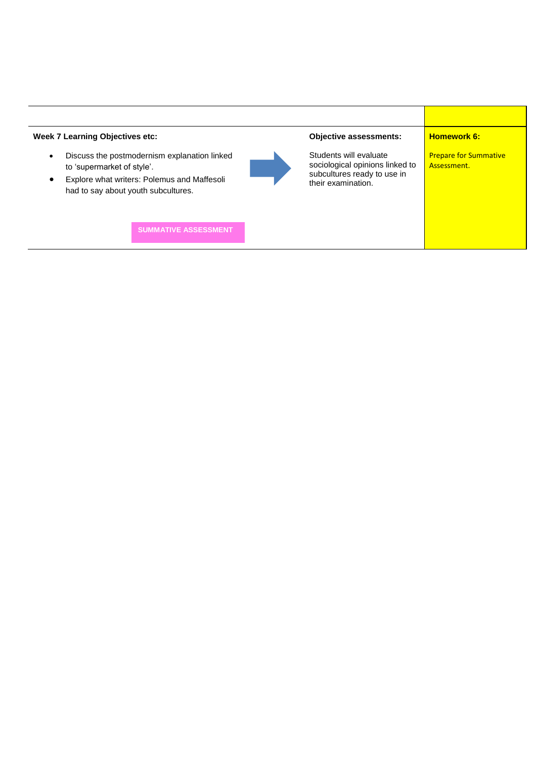| | | |
|---|---|---|
| **Week 7 Learning Objectives etc:**<br><br>• Discuss the postmodernism explanation linked to 'supermarket of style'.<br>• Explore what writers: Polemus and Maffesoli had to say about youth subcultures.<br><br>**SUMMATIVE ASSESSMENT** | **Objective assessments:**<br><br>Students will evaluate sociological opinions linked to subcultures ready to use in their examination. | **Homework 6:**<br><br>Prepare for Summative Assessment. |